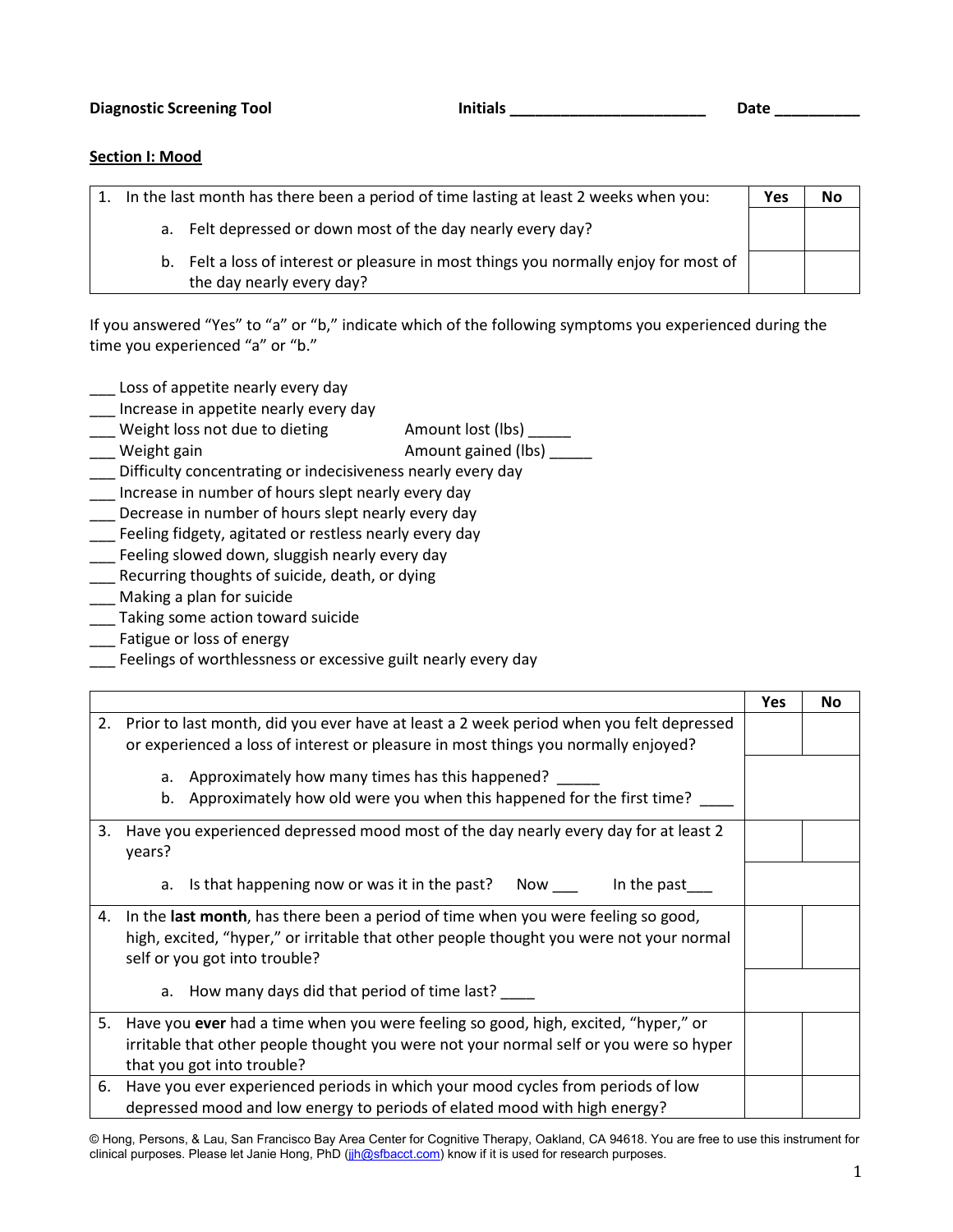**Diagnostic Screening Tool** **Initials** ________________________ **Date** __________

## Section I: Mood

| 1. In the last month has there been a period of time lasting at least 2 weeks when you: | Yes | No |
|---|---|---|
| a. Felt depressed or down most of the day nearly every day? | | |
| b. Felt a loss of interest or pleasure in most things you normally enjoy for most of the day nearly every day? | | |

If you answered "Yes" to "a" or "b," indicate which of the following symptoms you experienced during the time you experienced "a" or "b."

___ Loss of appetite nearly every day
___ Increase in appetite nearly every day
___ Weight loss not due to dieting Amount lost (lbs) _____
___ Weight gain Amount gained (lbs) _____
___ Difficulty concentrating or indecisiveness nearly every day
___ Increase in number of hours slept nearly every day
___ Decrease in number of hours slept nearly every day
___ Feeling fidgety, agitated or restless nearly every day
___ Feeling slowed down, sluggish nearly every day
___ Recurring thoughts of suicide, death, or dying
___ Making a plan for suicide
___ Taking some action toward suicide
___ Fatigue or loss of energy
___ Feelings of worthlessness or excessive guilt nearly every day

| | Yes | No |
|---|---|---|
| 2. Prior to last month, did you ever have at least a 2 week period when you felt depressed or experienced a loss of interest or pleasure in most things you normally enjoyed? | | |
| a. Approximately how many times has this happened? _____<br>b. Approximately how old were you when this happened for the first time? ____ | | |
| 3. Have you experienced depressed mood most of the day nearly every day for at least 2 years? | | |
| a. Is that happening now or was it in the past? Now ___ In the past___ | | |
| 4. In the **last month**, has there been a period of time when you were feeling so good, high, excited, "hyper," or irritable that other people thought you were not your normal self or you got into trouble? | | |
| a. How many days did that period of time last? ____ | | |
| 5. Have you **ever** had a time when you were feeling so good, high, excited, "hyper," or irritable that other people thought you were not your normal self or you were so hyper that you got into trouble? | | |
| 6. Have you ever experienced periods in which your mood cycles from periods of low depressed mood and low energy to periods of elated mood with high energy? | | |

© Hong, Persons, & Lau, San Francisco Bay Area Center for Cognitive Therapy, Oakland, CA 94618. You are free to use this instrument for clinical purposes. Please let Janie Hong, PhD (jjh@sfbacct.com) know if it is used for research purposes.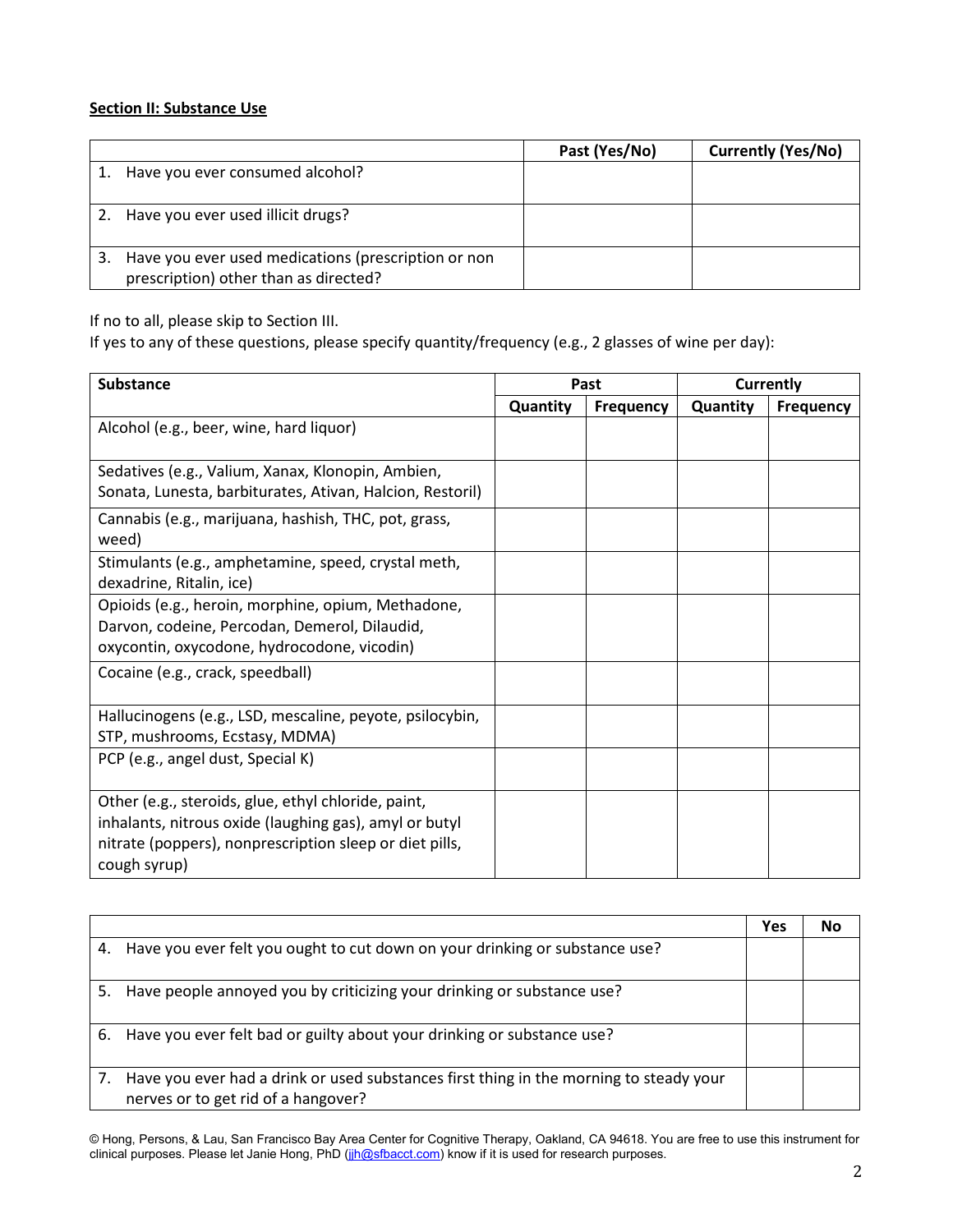**Section II: Substance Use**

| | Past (Yes/No) | Currently (Yes/No) |
|---|---|---|
| 1. Have you ever consumed alcohol? | | |
| 2. Have you ever used illicit drugs? | | |
| 3. Have you ever used medications (prescription or non prescription) other than as directed? | | |

If no to all, please skip to Section III.
If yes to any of these questions, please specify quantity/frequency (e.g., 2 glasses of wine per day):

| Substance | Past | | Currently | |
|---|---|---|---|---|
| | Quantity | Frequency | Quantity | Frequency |
| Alcohol (e.g., beer, wine, hard liquor) | | | | |
| Sedatives (e.g., Valium, Xanax, Klonopin, Ambien, Sonata, Lunesta, barbiturates, Ativan, Halcion, Restoril) | | | | |
| Cannabis (e.g., marijuana, hashish, THC, pot, grass, weed) | | | | |
| Stimulants (e.g., amphetamine, speed, crystal meth, dexadrine, Ritalin, ice) | | | | |
| Opioids (e.g., heroin, morphine, opium, Methadone, Darvon, codeine, Percodan, Demerol, Dilaudid, oxycontin, oxycodone, hydrocodone, vicodin) | | | | |
| Cocaine (e.g., crack, speedball) | | | | |
| Hallucinogens (e.g., LSD, mescaline, peyote, psilocybin, STP, mushrooms, Ecstasy, MDMA) | | | | |
| PCP (e.g., angel dust, Special K) | | | | |
| Other (e.g., steroids, glue, ethyl chloride, paint, inhalants, nitrous oxide (laughing gas), amyl or butyl nitrate (poppers), nonprescription sleep or diet pills, cough syrup) | | | | |

| | Yes | No |
|---|---|---|
| 4. Have you ever felt you ought to cut down on your drinking or substance use? | | |
| 5. Have people annoyed you by criticizing your drinking or substance use? | | |
| 6. Have you ever felt bad or guilty about your drinking or substance use? | | |
| 7. Have you ever had a drink or used substances first thing in the morning to steady your nerves or to get rid of a hangover? | | |

© Hong, Persons, & Lau, San Francisco Bay Area Center for Cognitive Therapy, Oakland, CA 94618. You are free to use this instrument for clinical purposes. Please let Janie Hong, PhD (jjh@sfbacct.com) know if it is used for research purposes.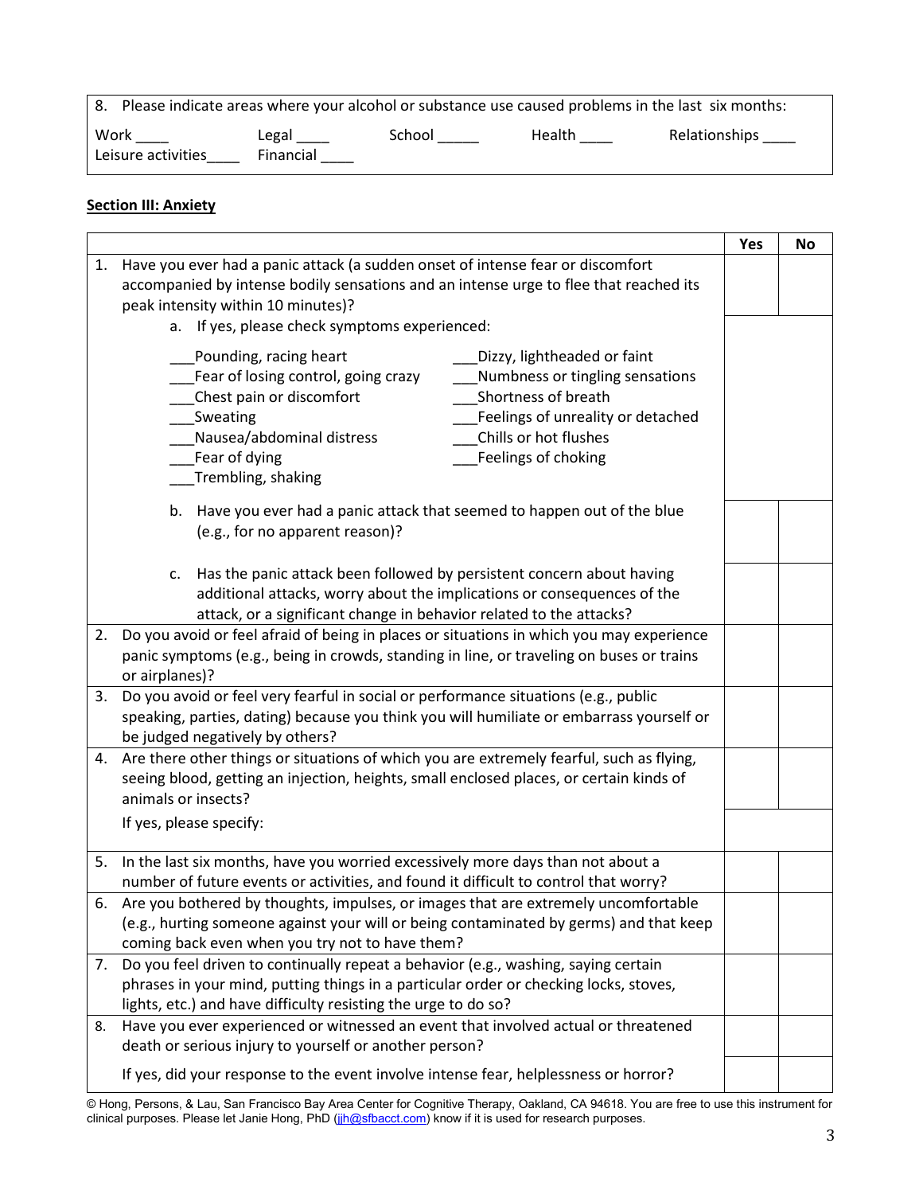| 8. Please indicate areas where your alcohol or substance use caused problems in the last six months: | | | | |
|---|---|---|---|---|
| Work ____ | Legal ____ | School _____ | Health ____ | Relationships ____ |
| Leisure activities____ | Financial ____ | | | |

**Section III: Anxiety**

| | Yes | No |
|---|---|---|
| 1. Have you ever had a panic attack (a sudden onset of intense fear or discomfort accompanied by intense bodily sensations and an intense urge to flee that reached its peak intensity within 10 minutes)? | | |
| a. If yes, please check symptoms experienced:<br>___Pounding, racing heart<br>___Fear of losing control, going crazy<br>___Chest pain or discomfort<br>___Sweating<br>___Nausea/abdominal distress<br>___Fear of dying<br>___Trembling, shaking<br>___Dizzy, lightheaded or faint<br>___Numbness or tingling sensations<br>___Shortness of breath<br>___Feelings of unreality or detached<br>___Chills or hot flushes<br>___Feelings of choking | | |
| b. Have you ever had a panic attack that seemed to happen out of the blue (e.g., for no apparent reason)? | | |
| c. Has the panic attack been followed by persistent concern about having additional attacks, worry about the implications or consequences of the attack, or a significant change in behavior related to the attacks? | | |
| 2. Do you avoid or feel afraid of being in places or situations in which you may experience panic symptoms (e.g., being in crowds, standing in line, or traveling on buses or trains or airplanes)? | | |
| 3. Do you avoid or feel very fearful in social or performance situations (e.g., public speaking, parties, dating) because you think you will humiliate or embarrass yourself or be judged negatively by others? | | |
| 4. Are there other things or situations of which you are extremely fearful, such as flying, seeing blood, getting an injection, heights, small enclosed places, or certain kinds of animals or insects? | | |
| If yes, please specify: | | |
| 5. In the last six months, have you worried excessively more days than not about a number of future events or activities, and found it difficult to control that worry? | | |
| 6. Are you bothered by thoughts, impulses, or images that are extremely uncomfortable (e.g., hurting someone against your will or being contaminated by germs) and that keep coming back even when you try not to have them? | | |
| 7. Do you feel driven to continually repeat a behavior (e.g., washing, saying certain phrases in your mind, putting things in a particular order or checking locks, stoves, lights, etc.) and have difficulty resisting the urge to do so? | | |
| 8. Have you ever experienced or witnessed an event that involved actual or threatened death or serious injury to yourself or another person? | | |
| If yes, did your response to the event involve intense fear, helplessness or horror? | | |

© Hong, Persons, & Lau, San Francisco Bay Area Center for Cognitive Therapy, Oakland, CA 94618. You are free to use this instrument for clinical purposes. Please let Janie Hong, PhD (jjh@sfbacct.com) know if it is used for research purposes.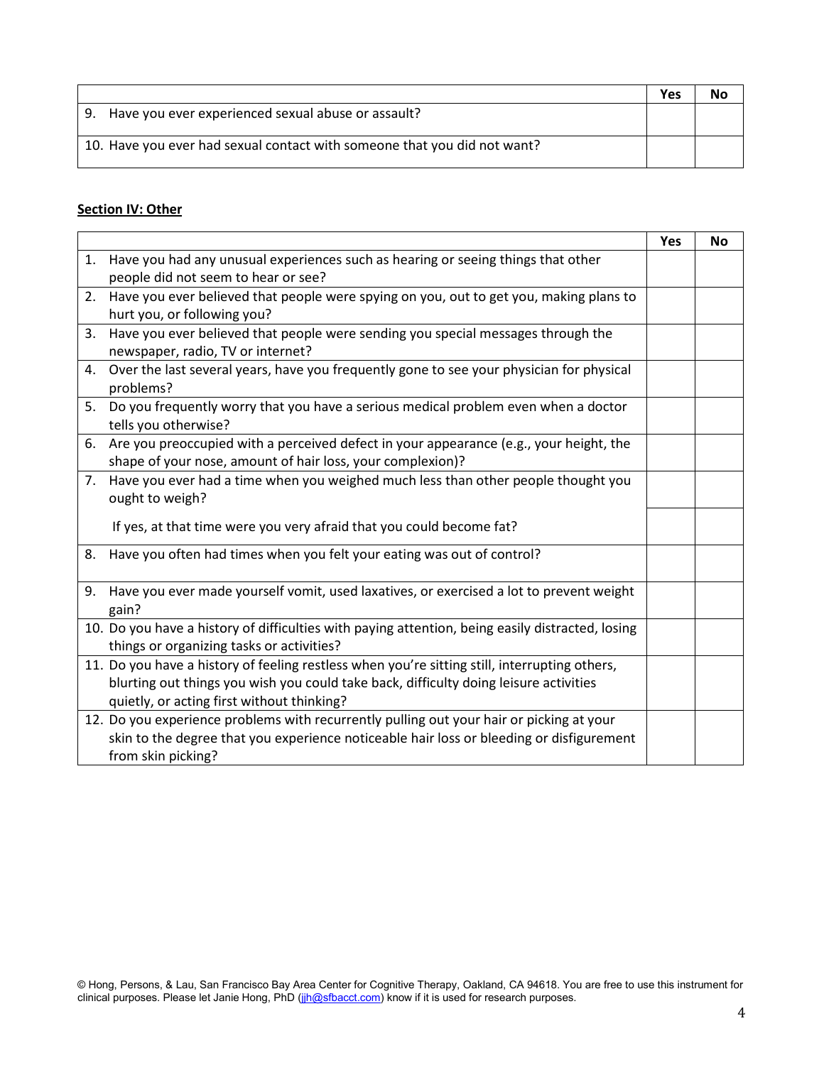| | Yes | No |
|---|---|---|
| 9. Have you ever experienced sexual abuse or assault? | | |
| 10. Have you ever had sexual contact with someone that you did not want? | | |

**Section IV: Other**

| | Yes | No |
|---|---|---|
| 1. Have you had any unusual experiences such as hearing or seeing things that other people did not seem to hear or see? | | |
| 2. Have you ever believed that people were spying on you, out to get you, making plans to hurt you, or following you? | | |
| 3. Have you ever believed that people were sending you special messages through the newspaper, radio, TV or internet? | | |
| 4. Over the last several years, have you frequently gone to see your physician for physical problems? | | |
| 5. Do you frequently worry that you have a serious medical problem even when a doctor tells you otherwise? | | |
| 6. Are you preoccupied with a perceived defect in your appearance (e.g., your height, the shape of your nose, amount of hair loss, your complexion)? | | |
| 7. Have you ever had a time when you weighed much less than other people thought you ought to weigh? | | |
| If yes, at that time were you very afraid that you could become fat? | | |
| 8. Have you often had times when you felt your eating was out of control? | | |
| 9. Have you ever made yourself vomit, used laxatives, or exercised a lot to prevent weight gain? | | |
| 10. Do you have a history of difficulties with paying attention, being easily distracted, losing things or organizing tasks or activities? | | |
| 11. Do you have a history of feeling restless when you're sitting still, interrupting others, blurting out things you wish you could take back, difficulty doing leisure activities quietly, or acting first without thinking? | | |
| 12. Do you experience problems with recurrently pulling out your hair or picking at your skin to the degree that you experience noticeable hair loss or bleeding or disfigurement from skin picking? | | |

© Hong, Persons, & Lau, San Francisco Bay Area Center for Cognitive Therapy, Oakland, CA 94618. You are free to use this instrument for clinical purposes. Please let Janie Hong, PhD (jjh@sfbacct.com) know if it is used for research purposes.